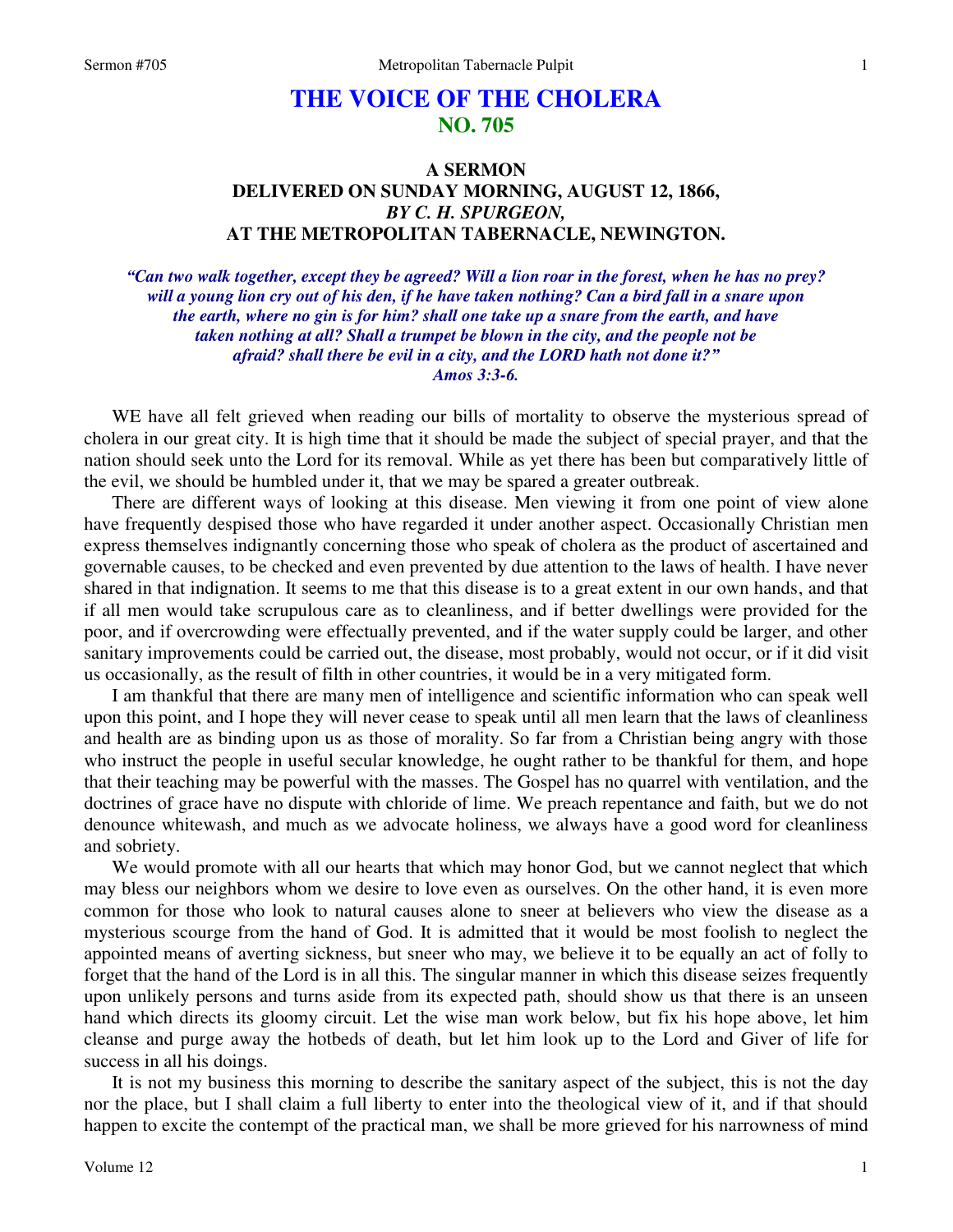# THE VOICE OF THE CHOLERA
## NO. 705

### A SERMON
### DELIVERED ON SUNDAY MORNING, AUGUST 12, 1866,
### *BY C. H. SPURGEON,*
### AT THE METROPOLITAN TABERNACLE, NEWINGTON.

***"Can two walk together, except they be agreed? Will a lion roar in the forest, when he has no prey? will a young lion cry out of his den, if he have taken nothing? Can a bird fall in a snare upon the earth, where no gin is for him? shall one take up a snare from the earth, and have taken nothing at all? Shall a trumpet be blown in the city, and the people not be afraid? shall there be evil in a city, and the LORD hath not done it?" Amos 3:3-6.***

WE have all felt grieved when reading our bills of mortality to observe the mysterious spread of cholera in our great city. It is high time that it should be made the subject of special prayer, and that the nation should seek unto the Lord for its removal. While as yet there has been but comparatively little of the evil, we should be humbled under it, that we may be spared a greater outbreak.

There are different ways of looking at this disease. Men viewing it from one point of view alone have frequently despised those who have regarded it under another aspect. Occasionally Christian men express themselves indignantly concerning those who speak of cholera as the product of ascertained and governable causes, to be checked and even prevented by due attention to the laws of health. I have never shared in that indignation. It seems to me that this disease is to a great extent in our own hands, and that if all men would take scrupulous care as to cleanliness, and if better dwellings were provided for the poor, and if overcrowding were effectually prevented, and if the water supply could be larger, and other sanitary improvements could be carried out, the disease, most probably, would not occur, or if it did visit us occasionally, as the result of filth in other countries, it would be in a very mitigated form.

I am thankful that there are many men of intelligence and scientific information who can speak well upon this point, and I hope they will never cease to speak until all men learn that the laws of cleanliness and health are as binding upon us as those of morality. So far from a Christian being angry with those who instruct the people in useful secular knowledge, he ought rather to be thankful for them, and hope that their teaching may be powerful with the masses. The Gospel has no quarrel with ventilation, and the doctrines of grace have no dispute with chloride of lime. We preach repentance and faith, but we do not denounce whitewash, and much as we advocate holiness, we always have a good word for cleanliness and sobriety.

We would promote with all our hearts that which may honor God, but we cannot neglect that which may bless our neighbors whom we desire to love even as ourselves. On the other hand, it is even more common for those who look to natural causes alone to sneer at believers who view the disease as a mysterious scourge from the hand of God. It is admitted that it would be most foolish to neglect the appointed means of averting sickness, but sneer who may, we believe it to be equally an act of folly to forget that the hand of the Lord is in all this. The singular manner in which this disease seizes frequently upon unlikely persons and turns aside from its expected path, should show us that there is an unseen hand which directs its gloomy circuit. Let the wise man work below, but fix his hope above, let him cleanse and purge away the hotbeds of death, but let him look up to the Lord and Giver of life for success in all his doings.

It is not my business this morning to describe the sanitary aspect of the subject, this is not the day nor the place, but I shall claim a full liberty to enter into the theological view of it, and if that should happen to excite the contempt of the practical man, we shall be more grieved for his narrowness of mind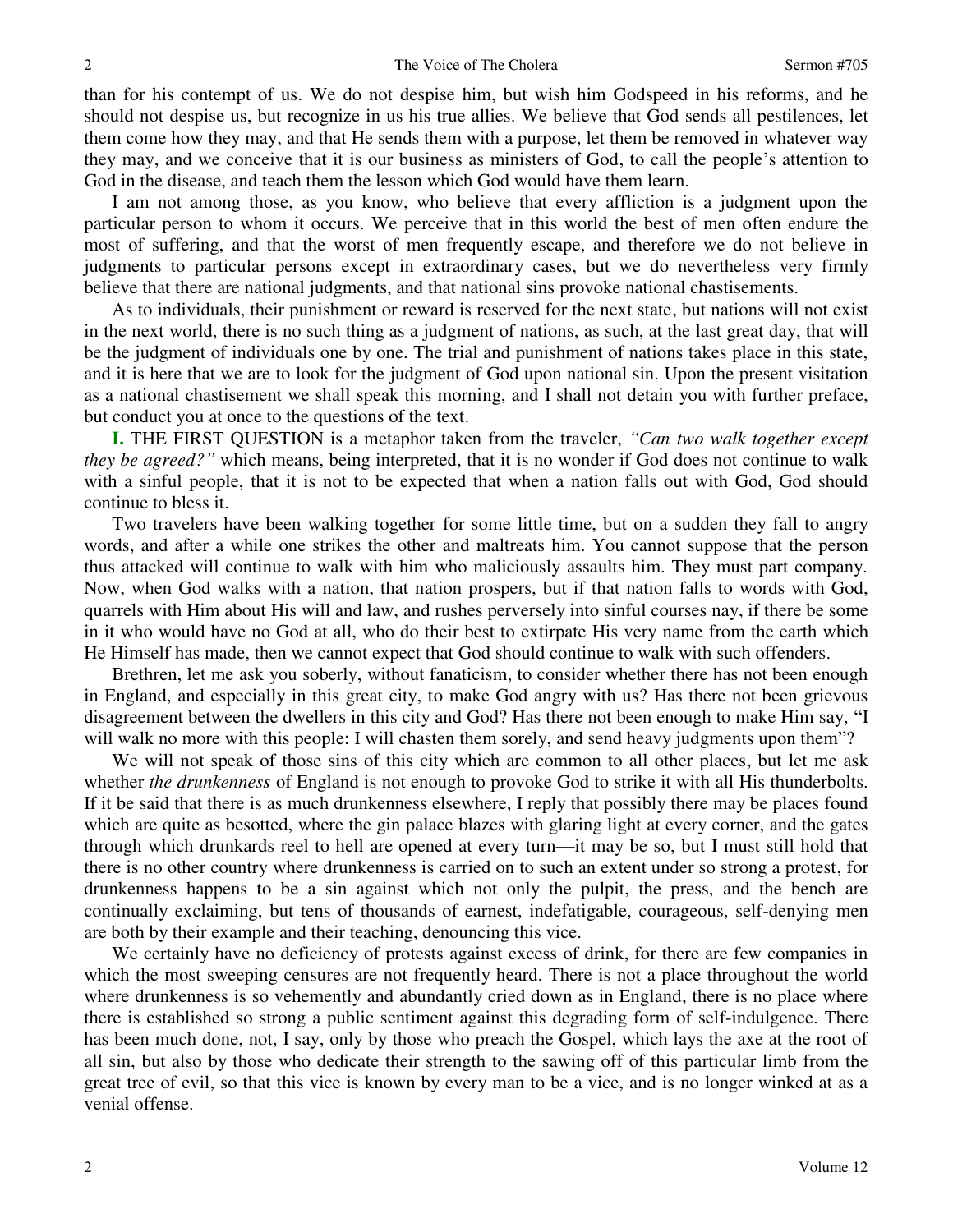than for his contempt of us. We do not despise him, but wish him Godspeed in his reforms, and he should not despise us, but recognize in us his true allies. We believe that God sends all pestilences, let them come how they may, and that He sends them with a purpose, let them be removed in whatever way they may, and we conceive that it is our business as ministers of God, to call the people's attention to God in the disease, and teach them the lesson which God would have them learn.

I am not among those, as you know, who believe that every affliction is a judgment upon the particular person to whom it occurs. We perceive that in this world the best of men often endure the most of suffering, and that the worst of men frequently escape, and therefore we do not believe in judgments to particular persons except in extraordinary cases, but we do nevertheless very firmly believe that there are national judgments, and that national sins provoke national chastisements.

As to individuals, their punishment or reward is reserved for the next state, but nations will not exist in the next world, there is no such thing as a judgment of nations, as such, at the last great day, that will be the judgment of individuals one by one. The trial and punishment of nations takes place in this state, and it is here that we are to look for the judgment of God upon national sin. Upon the present visitation as a national chastisement we shall speak this morning, and I shall not detain you with further preface, but conduct you at once to the questions of the text.

**I.** THE FIRST QUESTION is a metaphor taken from the traveler, *"Can two walk together except they be agreed?"* which means, being interpreted, that it is no wonder if God does not continue to walk with a sinful people, that it is not to be expected that when a nation falls out with God, God should continue to bless it.

Two travelers have been walking together for some little time, but on a sudden they fall to angry words, and after a while one strikes the other and maltreats him. You cannot suppose that the person thus attacked will continue to walk with him who maliciously assaults him. They must part company. Now, when God walks with a nation, that nation prospers, but if that nation falls to words with God, quarrels with Him about His will and law, and rushes perversely into sinful courses nay, if there be some in it who would have no God at all, who do their best to extirpate His very name from the earth which He Himself has made, then we cannot expect that God should continue to walk with such offenders.

Brethren, let me ask you soberly, without fanaticism, to consider whether there has not been enough in England, and especially in this great city, to make God angry with us? Has there not been grievous disagreement between the dwellers in this city and God? Has there not been enough to make Him say, "I will walk no more with this people: I will chasten them sorely, and send heavy judgments upon them"?

We will not speak of those sins of this city which are common to all other places, but let me ask whether *the drunkenness* of England is not enough to provoke God to strike it with all His thunderbolts. If it be said that there is as much drunkenness elsewhere, I reply that possibly there may be places found which are quite as besotted, where the gin palace blazes with glaring light at every corner, and the gates through which drunkards reel to hell are opened at every turn—it may be so, but I must still hold that there is no other country where drunkenness is carried on to such an extent under so strong a protest, for drunkenness happens to be a sin against which not only the pulpit, the press, and the bench are continually exclaiming, but tens of thousands of earnest, indefatigable, courageous, self-denying men are both by their example and their teaching, denouncing this vice.

We certainly have no deficiency of protests against excess of drink, for there are few companies in which the most sweeping censures are not frequently heard. There is not a place throughout the world where drunkenness is so vehemently and abundantly cried down as in England, there is no place where there is established so strong a public sentiment against this degrading form of self-indulgence. There has been much done, not, I say, only by those who preach the Gospel, which lays the axe at the root of all sin, but also by those who dedicate their strength to the sawing off of this particular limb from the great tree of evil, so that this vice is known by every man to be a vice, and is no longer winked at as a venial offense.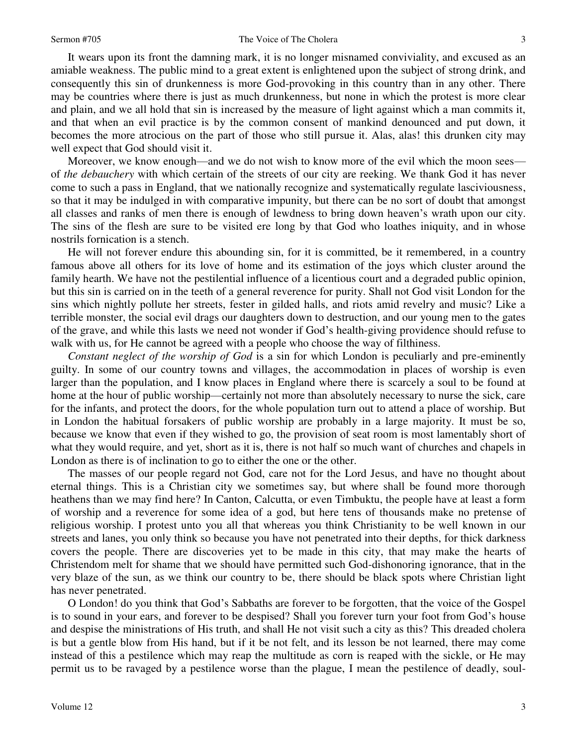It wears upon its front the damning mark, it is no longer misnamed conviviality, and excused as an amiable weakness. The public mind to a great extent is enlightened upon the subject of strong drink, and consequently this sin of drunkenness is more God-provoking in this country than in any other. There may be countries where there is just as much drunkenness, but none in which the protest is more clear and plain, and we all hold that sin is increased by the measure of light against which a man commits it, and that when an evil practice is by the common consent of mankind denounced and put down, it becomes the more atrocious on the part of those who still pursue it. Alas, alas! this drunken city may well expect that God should visit it.

Moreover, we know enough—and we do not wish to know more of the evil which the moon sees—of *the debauchery* with which certain of the streets of our city are reeking. We thank God it has never come to such a pass in England, that we nationally recognize and systematically regulate lasciviousness, so that it may be indulged in with comparative impunity, but there can be no sort of doubt that amongst all classes and ranks of men there is enough of lewdness to bring down heaven's wrath upon our city. The sins of the flesh are sure to be visited ere long by that God who loathes iniquity, and in whose nostrils fornication is a stench.

He will not forever endure this abounding sin, for it is committed, be it remembered, in a country famous above all others for its love of home and its estimation of the joys which cluster around the family hearth. We have not the pestilential influence of a licentious court and a degraded public opinion, but this sin is carried on in the teeth of a general reverence for purity. Shall not God visit London for the sins which nightly pollute her streets, fester in gilded halls, and riots amid revelry and music? Like a terrible monster, the social evil drags our daughters down to destruction, and our young men to the gates of the grave, and while this lasts we need not wonder if God's health-giving providence should refuse to walk with us, for He cannot be agreed with a people who choose the way of filthiness.

*Constant neglect of the worship of God* is a sin for which London is peculiarly and pre-eminently guilty. In some of our country towns and villages, the accommodation in places of worship is even larger than the population, and I know places in England where there is scarcely a soul to be found at home at the hour of public worship—certainly not more than absolutely necessary to nurse the sick, care for the infants, and protect the doors, for the whole population turn out to attend a place of worship. But in London the habitual forsakers of public worship are probably in a large majority. It must be so, because we know that even if they wished to go, the provision of seat room is most lamentably short of what they would require, and yet, short as it is, there is not half so much want of churches and chapels in London as there is of inclination to go to either the one or the other.

The masses of our people regard not God, care not for the Lord Jesus, and have no thought about eternal things. This is a Christian city we sometimes say, but where shall be found more thorough heathens than we may find here? In Canton, Calcutta, or even Timbuktu, the people have at least a form of worship and a reverence for some idea of a god, but here tens of thousands make no pretense of religious worship. I protest unto you all that whereas you think Christianity to be well known in our streets and lanes, you only think so because you have not penetrated into their depths, for thick darkness covers the people. There are discoveries yet to be made in this city, that may make the hearts of Christendom melt for shame that we should have permitted such God-dishonoring ignorance, that in the very blaze of the sun, as we think our country to be, there should be black spots where Christian light has never penetrated.

O London! do you think that God's Sabbaths are forever to be forgotten, that the voice of the Gospel is to sound in your ears, and forever to be despised? Shall you forever turn your foot from God's house and despise the ministrations of His truth, and shall He not visit such a city as this? This dreaded cholera is but a gentle blow from His hand, but if it be not felt, and its lesson be not learned, there may come instead of this a pestilence which may reap the multitude as corn is reaped with the sickle, or He may permit us to be ravaged by a pestilence worse than the plague, I mean the pestilence of deadly, soul-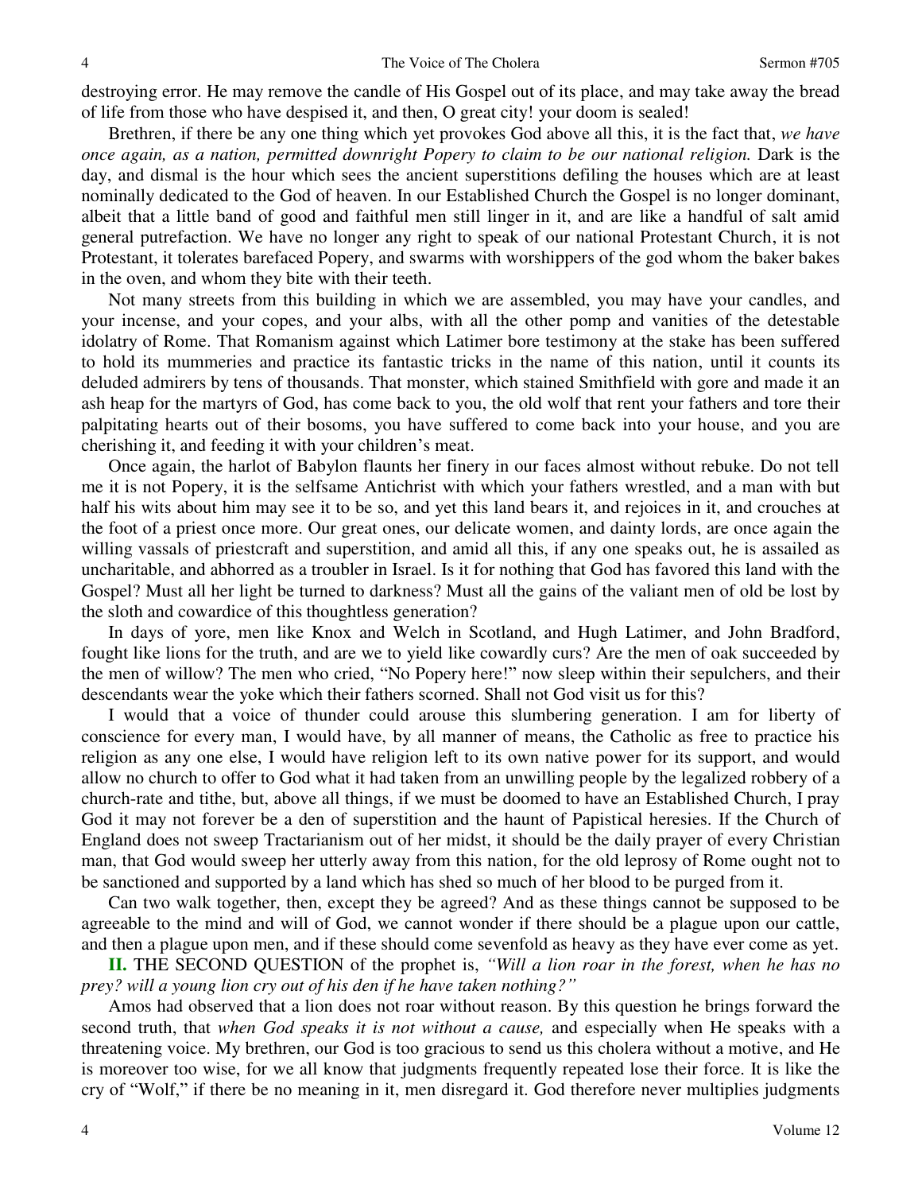destroying error. He may remove the candle of His Gospel out of its place, and may take away the bread of life from those who have despised it, and then, O great city! your doom is sealed!

Brethren, if there be any one thing which yet provokes God above all this, it is the fact that, *we have once again, as a nation, permitted downright Popery to claim to be our national religion.* Dark is the day, and dismal is the hour which sees the ancient superstitions defiling the houses which are at least nominally dedicated to the God of heaven. In our Established Church the Gospel is no longer dominant, albeit that a little band of good and faithful men still linger in it, and are like a handful of salt amid general putrefaction. We have no longer any right to speak of our national Protestant Church, it is not Protestant, it tolerates barefaced Popery, and swarms with worshippers of the god whom the baker bakes in the oven, and whom they bite with their teeth.

Not many streets from this building in which we are assembled, you may have your candles, and your incense, and your copes, and your albs, with all the other pomp and vanities of the detestable idolatry of Rome. That Romanism against which Latimer bore testimony at the stake has been suffered to hold its mummeries and practice its fantastic tricks in the name of this nation, until it counts its deluded admirers by tens of thousands. That monster, which stained Smithfield with gore and made it an ash heap for the martyrs of God, has come back to you, the old wolf that rent your fathers and tore their palpitating hearts out of their bosoms, you have suffered to come back into your house, and you are cherishing it, and feeding it with your children's meat.

Once again, the harlot of Babylon flaunts her finery in our faces almost without rebuke. Do not tell me it is not Popery, it is the selfsame Antichrist with which your fathers wrestled, and a man with but half his wits about him may see it to be so, and yet this land bears it, and rejoices in it, and crouches at the foot of a priest once more. Our great ones, our delicate women, and dainty lords, are once again the willing vassals of priestcraft and superstition, and amid all this, if any one speaks out, he is assailed as uncharitable, and abhorred as a troubler in Israel. Is it for nothing that God has favored this land with the Gospel? Must all her light be turned to darkness? Must all the gains of the valiant men of old be lost by the sloth and cowardice of this thoughtless generation?

In days of yore, men like Knox and Welch in Scotland, and Hugh Latimer, and John Bradford, fought like lions for the truth, and are we to yield like cowardly curs? Are the men of oak succeeded by the men of willow? The men who cried, "No Popery here!" now sleep within their sepulchers, and their descendants wear the yoke which their fathers scorned. Shall not God visit us for this?

I would that a voice of thunder could arouse this slumbering generation. I am for liberty of conscience for every man, I would have, by all manner of means, the Catholic as free to practice his religion as any one else, I would have religion left to its own native power for its support, and would allow no church to offer to God what it had taken from an unwilling people by the legalized robbery of a church-rate and tithe, but, above all things, if we must be doomed to have an Established Church, I pray God it may not forever be a den of superstition and the haunt of Papistical heresies. If the Church of England does not sweep Tractarianism out of her midst, it should be the daily prayer of every Christian man, that God would sweep her utterly away from this nation, for the old leprosy of Rome ought not to be sanctioned and supported by a land which has shed so much of her blood to be purged from it.

Can two walk together, then, except they be agreed? And as these things cannot be supposed to be agreeable to the mind and will of God, we cannot wonder if there should be a plague upon our cattle, and then a plague upon men, and if these should come sevenfold as heavy as they have ever come as yet.

**II.** THE SECOND QUESTION of the prophet is, *"Will a lion roar in the forest, when he has no prey? will a young lion cry out of his den if he have taken nothing?"*

Amos had observed that a lion does not roar without reason. By this question he brings forward the second truth, that *when God speaks it is not without a cause,* and especially when He speaks with a threatening voice. My brethren, our God is too gracious to send us this cholera without a motive, and He is moreover too wise, for we all know that judgments frequently repeated lose their force. It is like the cry of "Wolf," if there be no meaning in it, men disregard it. God therefore never multiplies judgments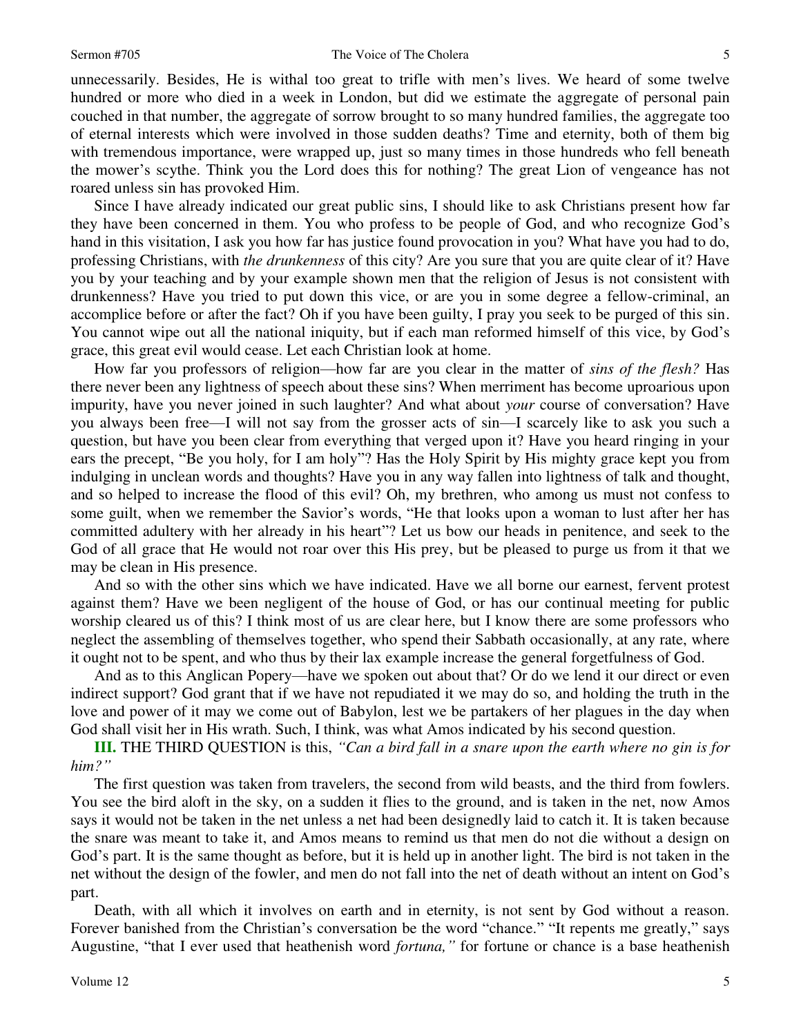unnecessarily. Besides, He is withal too great to trifle with men's lives. We heard of some twelve hundred or more who died in a week in London, but did we estimate the aggregate of personal pain couched in that number, the aggregate of sorrow brought to so many hundred families, the aggregate too of eternal interests which were involved in those sudden deaths? Time and eternity, both of them big with tremendous importance, were wrapped up, just so many times in those hundreds who fell beneath the mower's scythe. Think you the Lord does this for nothing? The great Lion of vengeance has not roared unless sin has provoked Him.

Since I have already indicated our great public sins, I should like to ask Christians present how far they have been concerned in them. You who profess to be people of God, and who recognize God's hand in this visitation, I ask you how far has justice found provocation in you? What have you had to do, professing Christians, with *the drunkenness* of this city? Are you sure that you are quite clear of it? Have you by your teaching and by your example shown men that the religion of Jesus is not consistent with drunkenness? Have you tried to put down this vice, or are you in some degree a fellow-criminal, an accomplice before or after the fact? Oh if you have been guilty, I pray you seek to be purged of this sin. You cannot wipe out all the national iniquity, but if each man reformed himself of this vice, by God's grace, this great evil would cease. Let each Christian look at home.

How far you professors of religion—how far are you clear in the matter of *sins of the flesh?* Has there never been any lightness of speech about these sins? When merriment has become uproarious upon impurity, have you never joined in such laughter? And what about *your* course of conversation? Have you always been free—I will not say from the grosser acts of sin—I scarcely like to ask you such a question, but have you been clear from everything that verged upon it? Have you heard ringing in your ears the precept, "Be you holy, for I am holy"? Has the Holy Spirit by His mighty grace kept you from indulging in unclean words and thoughts? Have you in any way fallen into lightness of talk and thought, and so helped to increase the flood of this evil? Oh, my brethren, who among us must not confess to some guilt, when we remember the Savior's words, "He that looks upon a woman to lust after her has committed adultery with her already in his heart"? Let us bow our heads in penitence, and seek to the God of all grace that He would not roar over this His prey, but be pleased to purge us from it that we may be clean in His presence.

And so with the other sins which we have indicated. Have we all borne our earnest, fervent protest against them? Have we been negligent of the house of God, or has our continual meeting for public worship cleared us of this? I think most of us are clear here, but I know there are some professors who neglect the assembling of themselves together, who spend their Sabbath occasionally, at any rate, where it ought not to be spent, and who thus by their lax example increase the general forgetfulness of God.

And as to this Anglican Popery—have we spoken out about that? Or do we lend it our direct or even indirect support? God grant that if we have not repudiated it we may do so, and holding the truth in the love and power of it may we come out of Babylon, lest we be partakers of her plagues in the day when God shall visit her in His wrath. Such, I think, was what Amos indicated by his second question.

**III.** THE THIRD QUESTION is this, *"Can a bird fall in a snare upon the earth where no gin is for him?"*

The first question was taken from travelers, the second from wild beasts, and the third from fowlers. You see the bird aloft in the sky, on a sudden it flies to the ground, and is taken in the net, now Amos says it would not be taken in the net unless a net had been designedly laid to catch it. It is taken because the snare was meant to take it, and Amos means to remind us that men do not die without a design on God's part. It is the same thought as before, but it is held up in another light. The bird is not taken in the net without the design of the fowler, and men do not fall into the net of death without an intent on God's part.

Death, with all which it involves on earth and in eternity, is not sent by God without a reason. Forever banished from the Christian's conversation be the word "chance." "It repents me greatly," says Augustine, "that I ever used that heathenish word *fortuna,"* for fortune or chance is a base heathenish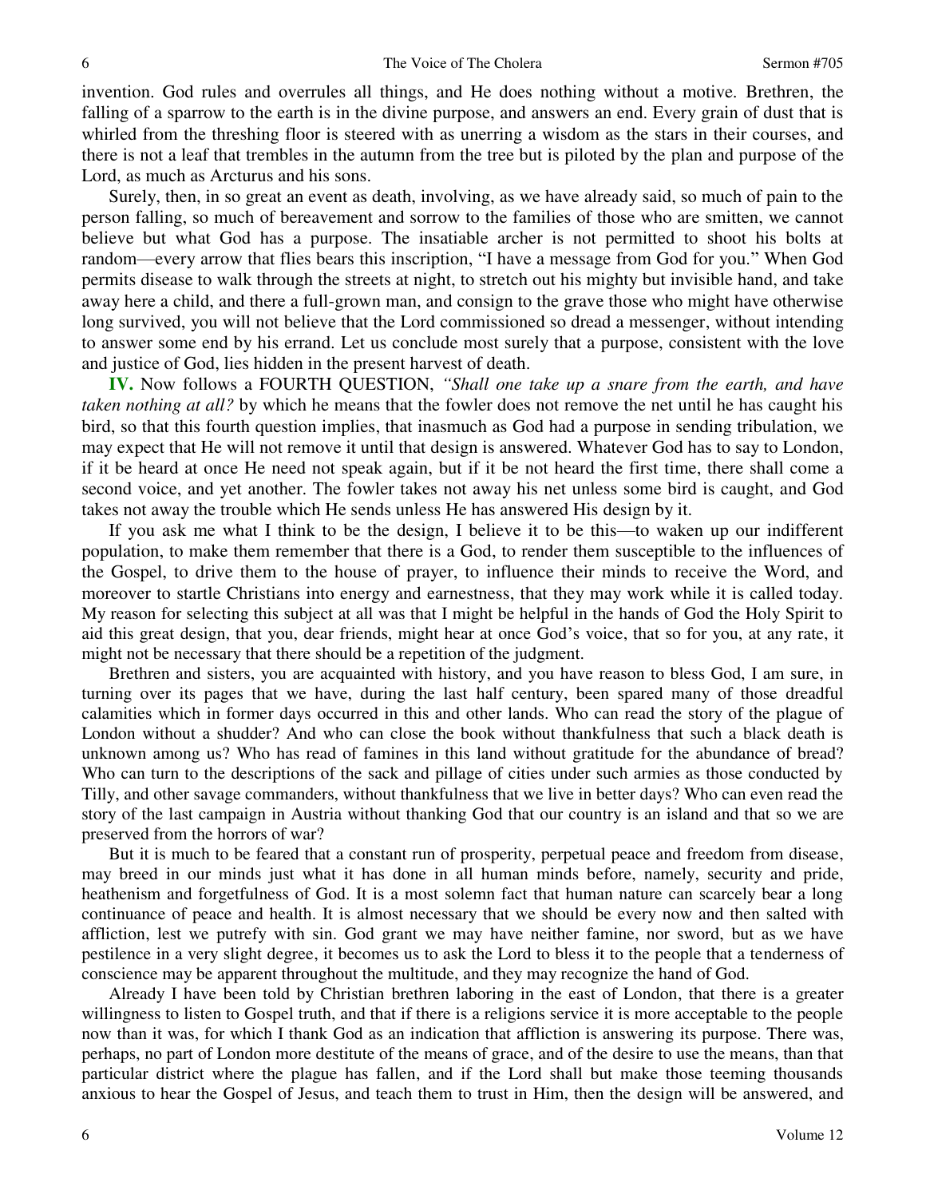invention. God rules and overrules all things, and He does nothing without a motive. Brethren, the falling of a sparrow to the earth is in the divine purpose, and answers an end. Every grain of dust that is whirled from the threshing floor is steered with as unerring a wisdom as the stars in their courses, and there is not a leaf that trembles in the autumn from the tree but is piloted by the plan and purpose of the Lord, as much as Arcturus and his sons.

Surely, then, in so great an event as death, involving, as we have already said, so much of pain to the person falling, so much of bereavement and sorrow to the families of those who are smitten, we cannot believe but what God has a purpose. The insatiable archer is not permitted to shoot his bolts at random—every arrow that flies bears this inscription, "I have a message from God for you." When God permits disease to walk through the streets at night, to stretch out his mighty but invisible hand, and take away here a child, and there a full-grown man, and consign to the grave those who might have otherwise long survived, you will not believe that the Lord commissioned so dread a messenger, without intending to answer some end by his errand. Let us conclude most surely that a purpose, consistent with the love and justice of God, lies hidden in the present harvest of death.

**IV.** Now follows a FOURTH QUESTION, *"Shall one take up a snare from the earth, and have taken nothing at all?"* by which he means that the fowler does not remove the net until he has caught his bird, so that this fourth question implies, that inasmuch as God had a purpose in sending tribulation, we may expect that He will not remove it until that design is answered. Whatever God has to say to London, if it be heard at once He need not speak again, but if it be not heard the first time, there shall come a second voice, and yet another. The fowler takes not away his net unless some bird is caught, and God takes not away the trouble which He sends unless He has answered His design by it.

If you ask me what I think to be the design, I believe it to be this—to waken up our indifferent population, to make them remember that there is a God, to render them susceptible to the influences of the Gospel, to drive them to the house of prayer, to influence their minds to receive the Word, and moreover to startle Christians into energy and earnestness, that they may work while it is called today. My reason for selecting this subject at all was that I might be helpful in the hands of God the Holy Spirit to aid this great design, that you, dear friends, might hear at once God's voice, that so for you, at any rate, it might not be necessary that there should be a repetition of the judgment.

Brethren and sisters, you are acquainted with history, and you have reason to bless God, I am sure, in turning over its pages that we have, during the last half century, been spared many of those dreadful calamities which in former days occurred in this and other lands. Who can read the story of the plague of London without a shudder? And who can close the book without thankfulness that such a black death is unknown among us? Who has read of famines in this land without gratitude for the abundance of bread? Who can turn to the descriptions of the sack and pillage of cities under such armies as those conducted by Tilly, and other savage commanders, without thankfulness that we live in better days? Who can even read the story of the last campaign in Austria without thanking God that our country is an island and that so we are preserved from the horrors of war?

But it is much to be feared that a constant run of prosperity, perpetual peace and freedom from disease, may breed in our minds just what it has done in all human minds before, namely, security and pride, heathenism and forgetfulness of God. It is a most solemn fact that human nature can scarcely bear a long continuance of peace and health. It is almost necessary that we should be every now and then salted with affliction, lest we putrefy with sin. God grant we may have neither famine, nor sword, but as we have pestilence in a very slight degree, it becomes us to ask the Lord to bless it to the people that a tenderness of conscience may be apparent throughout the multitude, and they may recognize the hand of God.

Already I have been told by Christian brethren laboring in the east of London, that there is a greater willingness to listen to Gospel truth, and that if there is a religions service it is more acceptable to the people now than it was, for which I thank God as an indication that affliction is answering its purpose. There was, perhaps, no part of London more destitute of the means of grace, and of the desire to use the means, than that particular district where the plague has fallen, and if the Lord shall but make those teeming thousands anxious to hear the Gospel of Jesus, and teach them to trust in Him, then the design will be answered, and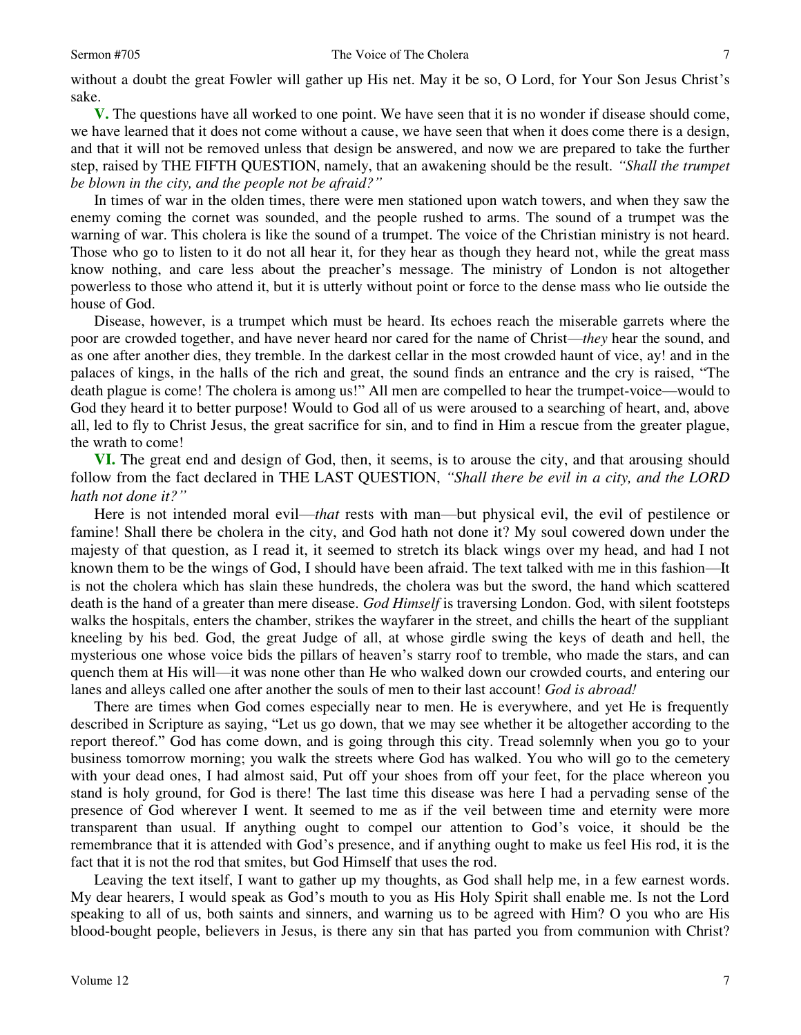without a doubt the great Fowler will gather up His net. May it be so, O Lord, for Your Son Jesus Christ's sake.

**V.** The questions have all worked to one point. We have seen that it is no wonder if disease should come, we have learned that it does not come without a cause, we have seen that when it does come there is a design, and that it will not be removed unless that design be answered, and now we are prepared to take the further step, raised by THE FIFTH QUESTION, namely, that an awakening should be the result. *"Shall the trumpet be blown in the city, and the people not be afraid?"*

In times of war in the olden times, there were men stationed upon watch towers, and when they saw the enemy coming the cornet was sounded, and the people rushed to arms. The sound of a trumpet was the warning of war. This cholera is like the sound of a trumpet. The voice of the Christian ministry is not heard. Those who go to listen to it do not all hear it, for they hear as though they heard not, while the great mass know nothing, and care less about the preacher's message. The ministry of London is not altogether powerless to those who attend it, but it is utterly without point or force to the dense mass who lie outside the house of God.

Disease, however, is a trumpet which must be heard. Its echoes reach the miserable garrets where the poor are crowded together, and have never heard nor cared for the name of Christ—*they* hear the sound, and as one after another dies, they tremble. In the darkest cellar in the most crowded haunt of vice, ay! and in the palaces of kings, in the halls of the rich and great, the sound finds an entrance and the cry is raised, "The death plague is come! The cholera is among us!" All men are compelled to hear the trumpet-voice—would to God they heard it to better purpose! Would to God all of us were aroused to a searching of heart, and, above all, led to fly to Christ Jesus, the great sacrifice for sin, and to find in Him a rescue from the greater plague, the wrath to come!

**VI.** The great end and design of God, then, it seems, is to arouse the city, and that arousing should follow from the fact declared in THE LAST QUESTION, *"Shall there be evil in a city, and the LORD hath not done it?"*

Here is not intended moral evil—*that* rests with man—but physical evil, the evil of pestilence or famine! Shall there be cholera in the city, and God hath not done it? My soul cowered down under the majesty of that question, as I read it, it seemed to stretch its black wings over my head, and had I not known them to be the wings of God, I should have been afraid. The text talked with me in this fashion—It is not the cholera which has slain these hundreds, the cholera was but the sword, the hand which scattered death is the hand of a greater than mere disease. *God Himself* is traversing London. God, with silent footsteps walks the hospitals, enters the chamber, strikes the wayfarer in the street, and chills the heart of the suppliant kneeling by his bed. God, the great Judge of all, at whose girdle swing the keys of death and hell, the mysterious one whose voice bids the pillars of heaven's starry roof to tremble, who made the stars, and can quench them at His will—it was none other than He who walked down our crowded courts, and entering our lanes and alleys called one after another the souls of men to their last account! *God is abroad!*

There are times when God comes especially near to men. He is everywhere, and yet He is frequently described in Scripture as saying, "Let us go down, that we may see whether it be altogether according to the report thereof." God has come down, and is going through this city. Tread solemnly when you go to your business tomorrow morning; you walk the streets where God has walked. You who will go to the cemetery with your dead ones, I had almost said, Put off your shoes from off your feet, for the place whereon you stand is holy ground, for God is there! The last time this disease was here I had a pervading sense of the presence of God wherever I went. It seemed to me as if the veil between time and eternity were more transparent than usual. If anything ought to compel our attention to God's voice, it should be the remembrance that it is attended with God's presence, and if anything ought to make us feel His rod, it is the fact that it is not the rod that smites, but God Himself that uses the rod.

Leaving the text itself, I want to gather up my thoughts, as God shall help me, in a few earnest words. My dear hearers, I would speak as God's mouth to you as His Holy Spirit shall enable me. Is not the Lord speaking to all of us, both saints and sinners, and warning us to be agreed with Him? O you who are His blood-bought people, believers in Jesus, is there any sin that has parted you from communion with Christ?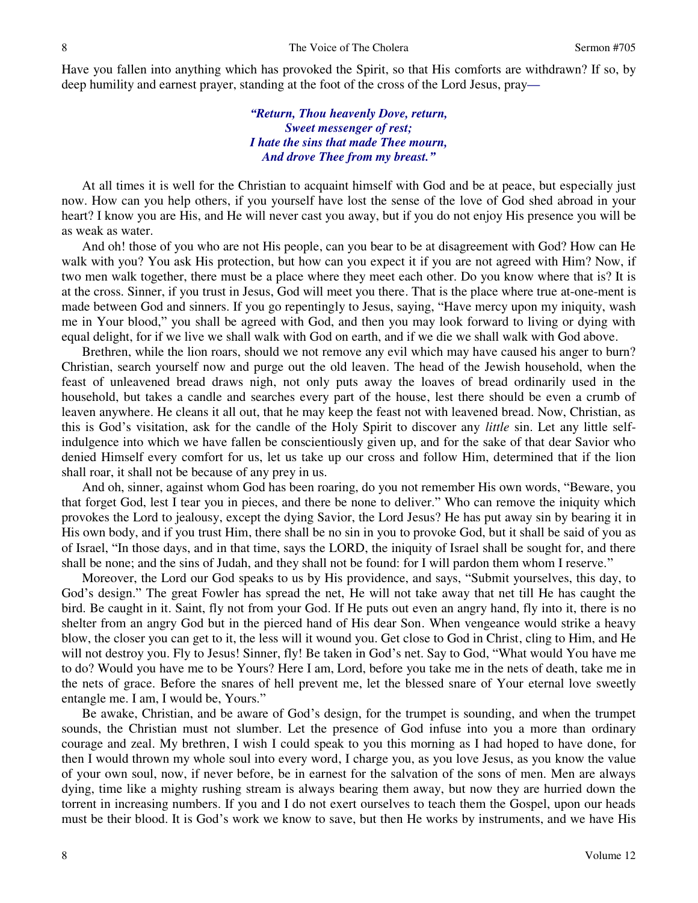Have you fallen into anything which has provoked the Spirit, so that His comforts are withdrawn? If so, by deep humility and earnest prayer, standing at the foot of the cross of the Lord Jesus, pray—

> ***"Return, Thou heavenly Dove, return,***
> ***Sweet messenger of rest;***
> ***I hate the sins that made Thee mourn,***
> ***And drove Thee from my breast."***

At all times it is well for the Christian to acquaint himself with God and be at peace, but especially just now. How can you help others, if you yourself have lost the sense of the love of God shed abroad in your heart? I know you are His, and He will never cast you away, but if you do not enjoy His presence you will be as weak as water.

And oh! those of you who are not His people, can you bear to be at disagreement with God? How can He walk with you? You ask His protection, but how can you expect it if you are not agreed with Him? Now, if two men walk together, there must be a place where they meet each other. Do you know where that is? It is at the cross. Sinner, if you trust in Jesus, God will meet you there. That is the place where true at-one-ment is made between God and sinners. If you go repentingly to Jesus, saying, "Have mercy upon my iniquity, wash me in Your blood," you shall be agreed with God, and then you may look forward to living or dying with equal delight, for if we live we shall walk with God on earth, and if we die we shall walk with God above.

Brethren, while the lion roars, should we not remove any evil which may have caused his anger to burn? Christian, search yourself now and purge out the old leaven. The head of the Jewish household, when the feast of unleavened bread draws nigh, not only puts away the loaves of bread ordinarily used in the household, but takes a candle and searches every part of the house, lest there should be even a crumb of leaven anywhere. He cleans it all out, that he may keep the feast not with leavened bread. Now, Christian, as this is God's visitation, ask for the candle of the Holy Spirit to discover any *little* sin. Let any little self-indulgence into which we have fallen be conscientiously given up, and for the sake of that dear Savior who denied Himself every comfort for us, let us take up our cross and follow Him, determined that if the lion shall roar, it shall not be because of any prey in us.

And oh, sinner, against whom God has been roaring, do you not remember His own words, "Beware, you that forget God, lest I tear you in pieces, and there be none to deliver." Who can remove the iniquity which provokes the Lord to jealousy, except the dying Savior, the Lord Jesus? He has put away sin by bearing it in His own body, and if you trust Him, there shall be no sin in you to provoke God, but it shall be said of you as of Israel, "In those days, and in that time, says the LORD, the iniquity of Israel shall be sought for, and there shall be none; and the sins of Judah, and they shall not be found: for I will pardon them whom I reserve."

Moreover, the Lord our God speaks to us by His providence, and says, "Submit yourselves, this day, to God's design." The great Fowler has spread the net, He will not take away that net till He has caught the bird. Be caught in it. Saint, fly not from your God. If He puts out even an angry hand, fly into it, there is no shelter from an angry God but in the pierced hand of His dear Son. When vengeance would strike a heavy blow, the closer you can get to it, the less will it wound you. Get close to God in Christ, cling to Him, and He will not destroy you. Fly to Jesus! Sinner, fly! Be taken in God's net. Say to God, "What would You have me to do? Would you have me to be Yours? Here I am, Lord, before you take me in the nets of death, take me in the nets of grace. Before the snares of hell prevent me, let the blessed snare of Your eternal love sweetly entangle me. I am, I would be, Yours."

Be awake, Christian, and be aware of God's design, for the trumpet is sounding, and when the trumpet sounds, the Christian must not slumber. Let the presence of God infuse into you a more than ordinary courage and zeal. My brethren, I wish I could speak to you this morning as I had hoped to have done, for then I would thrown my whole soul into every word, I charge you, as you love Jesus, as you know the value of your own soul, now, if never before, be in earnest for the salvation of the sons of men. Men are always dying, time like a mighty rushing stream is always bearing them away, but now they are hurried down the torrent in increasing numbers. If you and I do not exert ourselves to teach them the Gospel, upon our heads must be their blood. It is God's work we know to save, but then He works by instruments, and we have His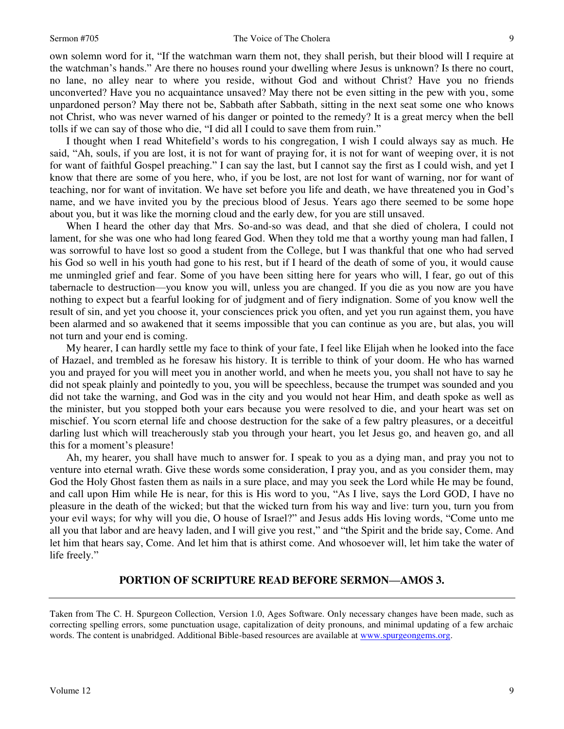own solemn word for it, "If the watchman warn them not, they shall perish, but their blood will I require at the watchman's hands." Are there no houses round your dwelling where Jesus is unknown? Is there no court, no lane, no alley near to where you reside, without God and without Christ? Have you no friends unconverted? Have you no acquaintance unsaved? May there not be even sitting in the pew with you, some unpardoned person? May there not be, Sabbath after Sabbath, sitting in the next seat some one who knows not Christ, who was never warned of his danger or pointed to the remedy? It is a great mercy when the bell tolls if we can say of those who die, "I did all I could to save them from ruin."

I thought when I read Whitefield's words to his congregation, I wish I could always say as much. He said, "Ah, souls, if you are lost, it is not for want of praying for, it is not for want of weeping over, it is not for want of faithful Gospel preaching." I can say the last, but I cannot say the first as I could wish, and yet I know that there are some of you here, who, if you be lost, are not lost for want of warning, nor for want of teaching, nor for want of invitation. We have set before you life and death, we have threatened you in God's name, and we have invited you by the precious blood of Jesus. Years ago there seemed to be some hope about you, but it was like the morning cloud and the early dew, for you are still unsaved.

When I heard the other day that Mrs. So-and-so was dead, and that she died of cholera, I could not lament, for she was one who had long feared God. When they told me that a worthy young man had fallen, I was sorrowful to have lost so good a student from the College, but I was thankful that one who had served his God so well in his youth had gone to his rest, but if I heard of the death of some of you, it would cause me unmingled grief and fear. Some of you have been sitting here for years who will, I fear, go out of this tabernacle to destruction—you know you will, unless you are changed. If you die as you now are you have nothing to expect but a fearful looking for of judgment and of fiery indignation. Some of you know well the result of sin, and yet you choose it, your consciences prick you often, and yet you run against them, you have been alarmed and so awakened that it seems impossible that you can continue as you are, but alas, you will not turn and your end is coming.

My hearer, I can hardly settle my face to think of your fate, I feel like Elijah when he looked into the face of Hazael, and trembled as he foresaw his history. It is terrible to think of your doom. He who has warned you and prayed for you will meet you in another world, and when he meets you, you shall not have to say he did not speak plainly and pointedly to you, you will be speechless, because the trumpet was sounded and you did not take the warning, and God was in the city and you would not hear Him, and death spoke as well as the minister, but you stopped both your ears because you were resolved to die, and your heart was set on mischief. You scorn eternal life and choose destruction for the sake of a few paltry pleasures, or a deceitful darling lust which will treacherously stab you through your heart, you let Jesus go, and heaven go, and all this for a moment's pleasure!

Ah, my hearer, you shall have much to answer for. I speak to you as a dying man, and pray you not to venture into eternal wrath. Give these words some consideration, I pray you, and as you consider them, may God the Holy Ghost fasten them as nails in a sure place, and may you seek the Lord while He may be found, and call upon Him while He is near, for this is His word to you, "As I live, says the Lord GOD, I have no pleasure in the death of the wicked; but that the wicked turn from his way and live: turn you, turn you from your evil ways; for why will you die, O house of Israel?" and Jesus adds His loving words, "Come unto me all you that labor and are heavy laden, and I will give you rest," and "the Spirit and the bride say, Come. And let him that hears say, Come. And let him that is athirst come. And whosoever will, let him take the water of life freely."

## PORTION OF SCRIPTURE READ BEFORE SERMON—AMOS 3.

---

Taken from The C. H. Spurgeon Collection, Version 1.0, Ages Software. Only necessary changes have been made, such as correcting spelling errors, some punctuation usage, capitalization of deity pronouns, and minimal updating of a few archaic words. The content is unabridged. Additional Bible-based resources are available at www.spurgeongems.org.